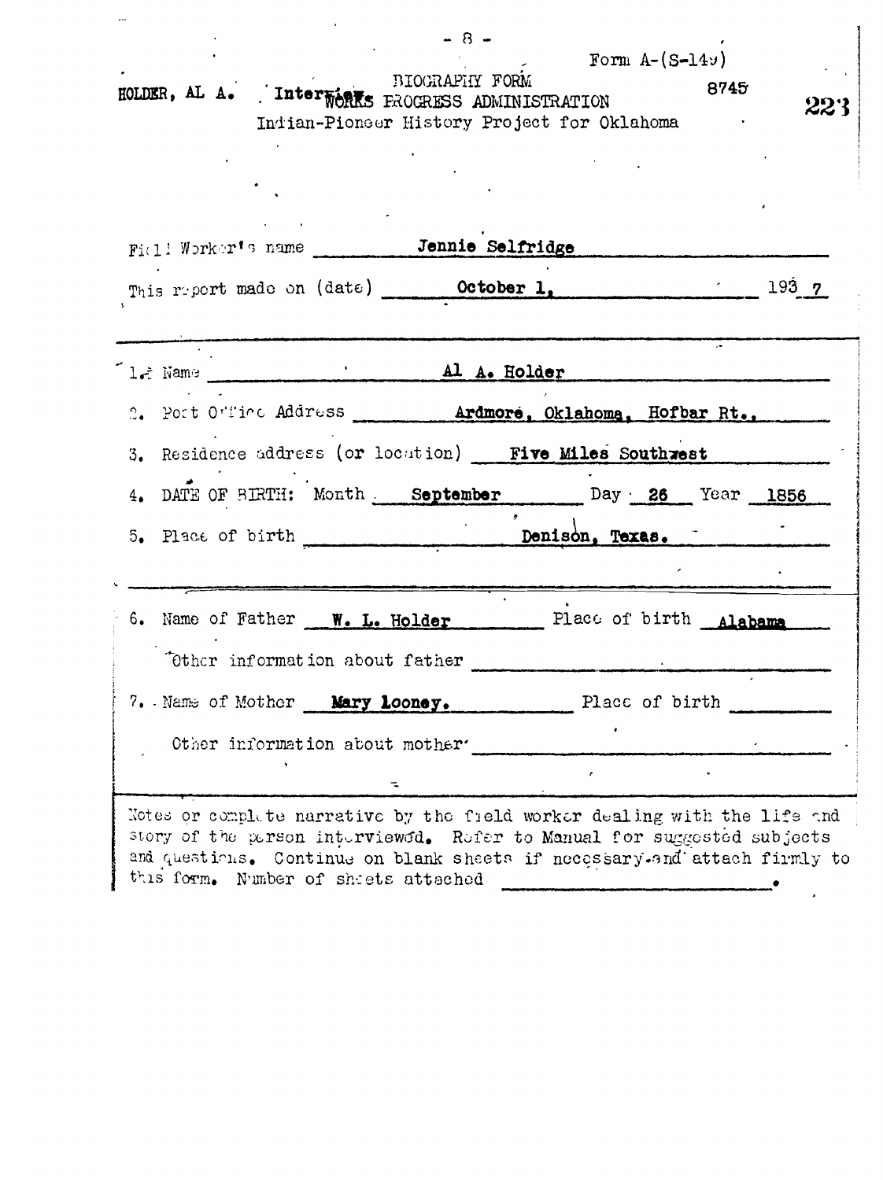HOLDER, AL A. Interview.

BIOGRAPHY FORM
WORKS PROGRESS ADMINISTRATION
Indian-Pioneer History Project for Oklahoma

Form A-(S-149)

8745

223

Field Worker's name Jennie Selfridge

This report made on (date) October 1, 1937

1. Name Al A. Holder

2. Post Office Address Ardmore, Oklahoma, Hofbar Rt.,

3. Residence address (or location) Five Miles Southwest

4. DATE OF BIRTH: Month September Day 26 Year 1856

5. Place of birth Denison, Texas.

6. Name of Father W. L. Holder Place of birth Alabama

Other information about father

7. Name of Mother Mary Looney. Place of birth

Other information about mother

Notes or complete narrative by the field worker dealing with the life and story of the person interviewed. Refer to Manual for suggested subjects and questions. Continue on blank sheets if necessary and attach firmly to this form. Number of sheets attached .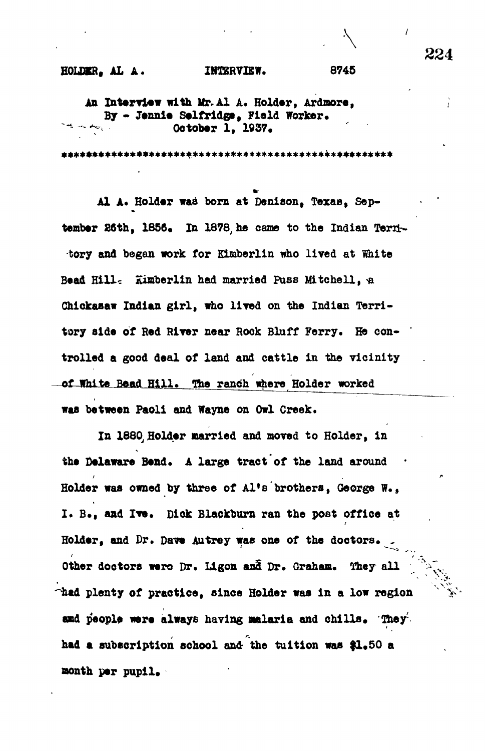HOLDER, AL A. INTERVIEW. 8745

An Interview with Mr. Al A. Holder, Ardmore,
By - Jennie Selfridge, Field Worker.
October 1, 1937.

\*\*\*\*\*\*\*\*\*\*\*\*\*\*\*\*\*\*\*\*\*\*\*\*\*\*\*\*\*\*\*\*\*\*\*\*\*\*\*\*\*\*\*\*\*\*\*\*\*\*

Al A. Holder was born at Denison, Texas, September 26th, 1856. In 1878 he came to the Indian Territory and began work for Kimberlin who lived at White Bead Hill. Kimberlin had married Puss Mitchell, a Chickasaw Indian girl, who lived on the Indian Territory side of Red River near Rock Bluff Ferry. He controlled a good deal of land and cattle in the vicinity of White Bead Hill. The ranch where Holder worked was between Paoli and Wayne on Owl Creek.

In 1880 Holder married and moved to Holder, in the Delaware Bend. A large tract of the land around Holder was owned by three of Al's brothers, George W., I. B., and Ive. Dick Blackburn ran the post office at Holder, and Dr. Dave Autrey was one of the doctors. Other doctors were Dr. Ligon and Dr. Graham. They all had plenty of practice, since Holder was in a low region and people were always having malaria and chills. They had a subscription school and the tuition was $1.50 a month per pupil.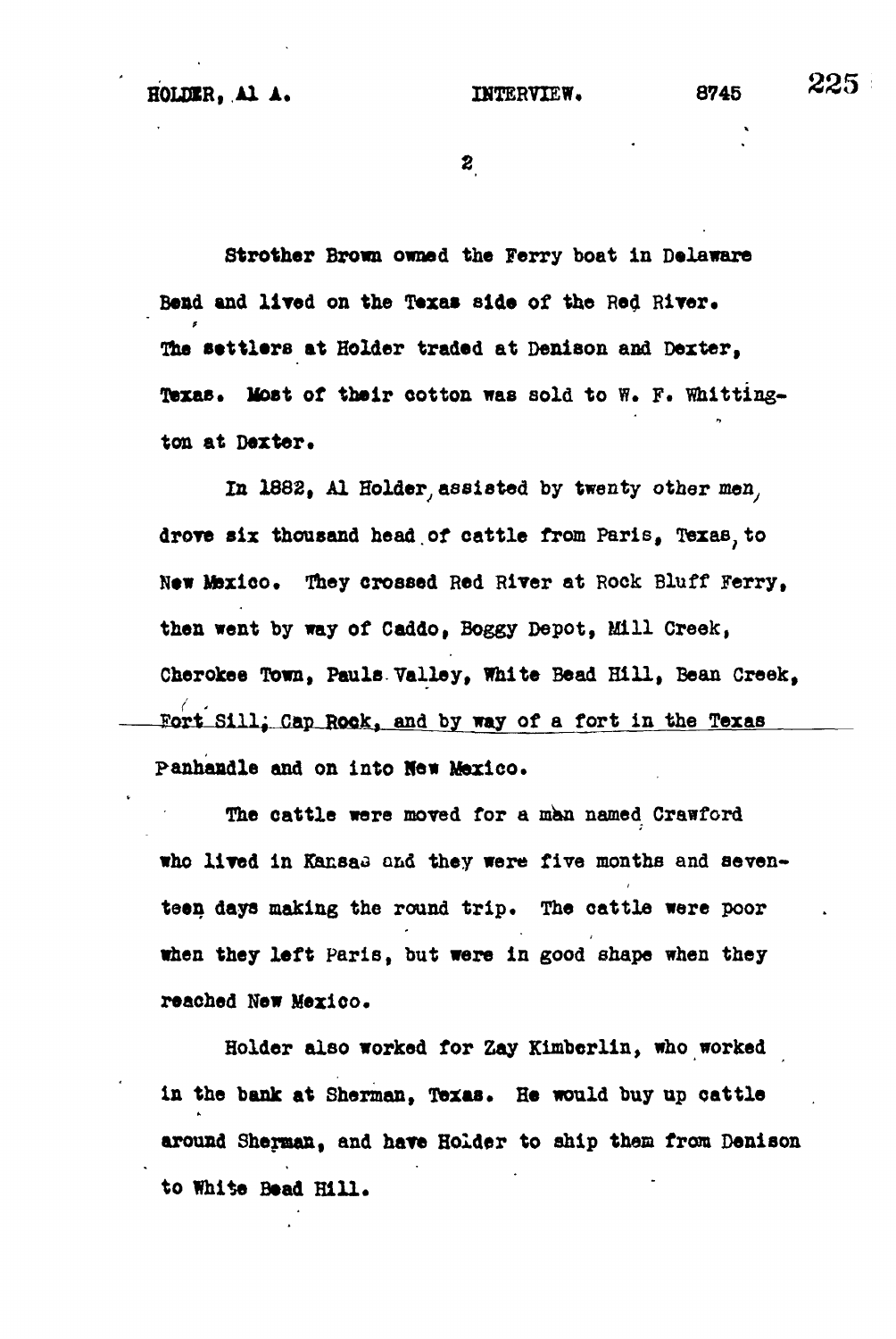Strother Brown owned the Ferry boat in Delaware Bend and lived on the Texas side of the Red River. The settlers at Holder traded at Denison and Dexter, Texas. Most of their cotton was sold to W. F. Whittington at Dexter.

In 1882, Al Holder, assisted by twenty other men, drove six thousand head of cattle from Paris, Texas, to New Mexico. They crossed Red River at Rock Bluff Ferry, then went by way of Caddo, Boggy Depot, Mill Creek, Cherokee Town, Pauls Valley, White Bead Hill, Bean Creek, Fort Sill, Cap Rock, and by way of a fort in the Texas Panhandle and on into New Mexico.

The cattle were moved for a man named Crawford who lived in Kansas and they were five months and seventeen days making the round trip. The cattle were poor when they left Paris, but were in good shape when they reached New Mexico.

Holder also worked for Zay Kimberlin, who worked in the bank at Sherman, Texas. He would buy up cattle around Sherman, and have Holder to ship them from Denison to White Bead Hill.